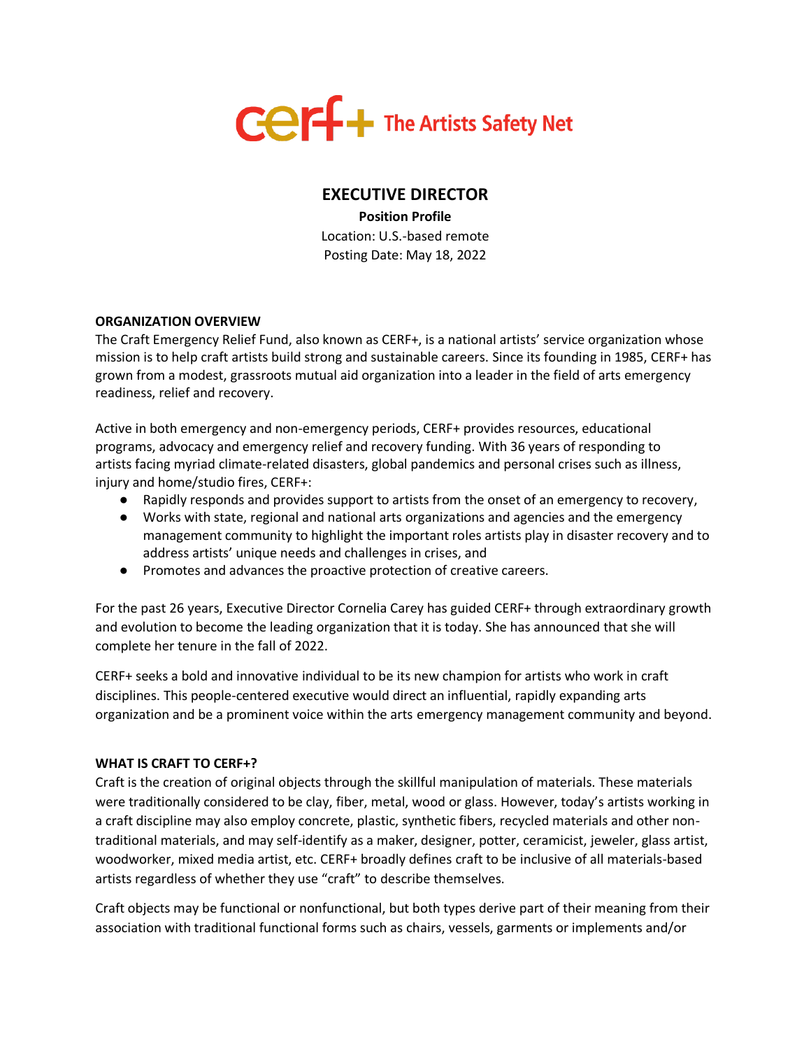cerf+ The Artists Safety Net

# EXECUTIVE DIRECTOR

**Position Profile**

Location: U.S.-based remote

Posting Date: May 18, 2022

## ORGANIZATION OVERVIEW

The Craft Emergency Relief Fund, also known as CERF+, is a national artists' service organization whose mission is to help craft artists build strong and sustainable careers. Since its founding in 1985, CERF+ has grown from a modest, grassroots mutual aid organization into a leader in the field of arts emergency readiness, relief and recovery.

Active in both emergency and non-emergency periods, CERF+ provides resources, educational programs, advocacy and emergency relief and recovery funding. With 36 years of responding to artists facing myriad climate-related disasters, global pandemics and personal crises such as illness, injury and home/studio fires, CERF+:

- Rapidly responds and provides support to artists from the onset of an emergency to recovery,
- Works with state, regional and national arts organizations and agencies and the emergency management community to highlight the important roles artists play in disaster recovery and to address artists' unique needs and challenges in crises, and
- Promotes and advances the proactive protection of creative careers.

For the past 26 years, Executive Director Cornelia Carey has guided CERF+ through extraordinary growth and evolution to become the leading organization that it is today. She has announced that she will complete her tenure in the fall of 2022.

CERF+ seeks a bold and innovative individual to be its new champion for artists who work in craft disciplines. This people-centered executive would direct an influential, rapidly expanding arts organization and be a prominent voice within the arts emergency management community and beyond.

## WHAT IS CRAFT TO CERF+?

Craft is the creation of original objects through the skillful manipulation of materials. These materials were traditionally considered to be clay, fiber, metal, wood or glass. However, today's artists working in a craft discipline may also employ concrete, plastic, synthetic fibers, recycled materials and other non-traditional materials, and may self-identify as a maker, designer, potter, ceramicist, jeweler, glass artist, woodworker, mixed media artist, etc. CERF+ broadly defines craft to be inclusive of all materials-based artists regardless of whether they use "craft" to describe themselves.

Craft objects may be functional or nonfunctional, but both types derive part of their meaning from their association with traditional functional forms such as chairs, vessels, garments or implements and/or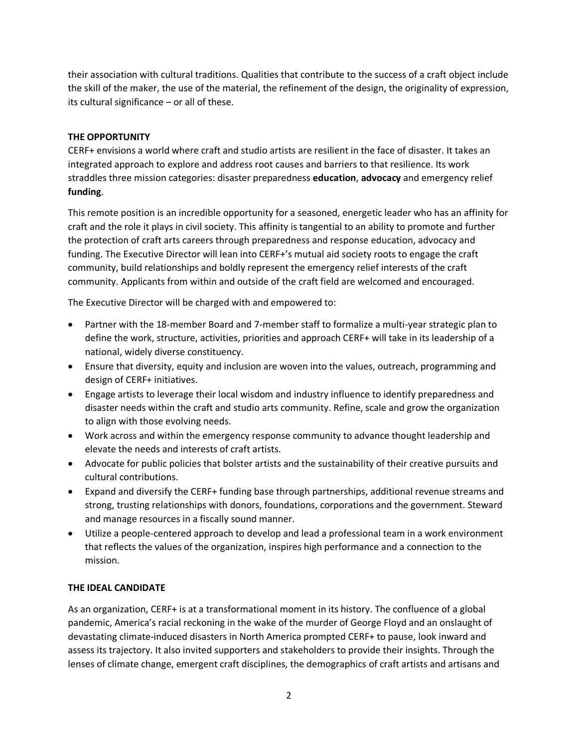their association with cultural traditions. Qualities that contribute to the success of a craft object include the skill of the maker, the use of the material, the refinement of the design, the originality of expression, its cultural significance – or all of these.

## THE OPPORTUNITY

CERF+ envisions a world where craft and studio artists are resilient in the face of disaster. It takes an integrated approach to explore and address root causes and barriers to that resilience. Its work straddles three mission categories: disaster preparedness **education**, **advocacy** and emergency relief **funding**.

This remote position is an incredible opportunity for a seasoned, energetic leader who has an affinity for craft and the role it plays in civil society. This affinity is tangential to an ability to promote and further the protection of craft arts careers through preparedness and response education, advocacy and funding. The Executive Director will lean into CERF+'s mutual aid society roots to engage the craft community, build relationships and boldly represent the emergency relief interests of the craft community. Applicants from within and outside of the craft field are welcomed and encouraged.

The Executive Director will be charged with and empowered to:

- Partner with the 18-member Board and 7-member staff to formalize a multi-year strategic plan to define the work, structure, activities, priorities and approach CERF+ will take in its leadership of a national, widely diverse constituency.
- Ensure that diversity, equity and inclusion are woven into the values, outreach, programming and design of CERF+ initiatives.
- Engage artists to leverage their local wisdom and industry influence to identify preparedness and disaster needs within the craft and studio arts community. Refine, scale and grow the organization to align with those evolving needs.
- Work across and within the emergency response community to advance thought leadership and elevate the needs and interests of craft artists.
- Advocate for public policies that bolster artists and the sustainability of their creative pursuits and cultural contributions.
- Expand and diversify the CERF+ funding base through partnerships, additional revenue streams and strong, trusting relationships with donors, foundations, corporations and the government. Steward and manage resources in a fiscally sound manner.
- Utilize a people-centered approach to develop and lead a professional team in a work environment that reflects the values of the organization, inspires high performance and a connection to the mission.

## THE IDEAL CANDIDATE

As an organization, CERF+ is at a transformational moment in its history. The confluence of a global pandemic, America's racial reckoning in the wake of the murder of George Floyd and an onslaught of devastating climate-induced disasters in North America prompted CERF+ to pause, look inward and assess its trajectory. It also invited supporters and stakeholders to provide their insights. Through the lenses of climate change, emergent craft disciplines, the demographics of craft artists and artisans and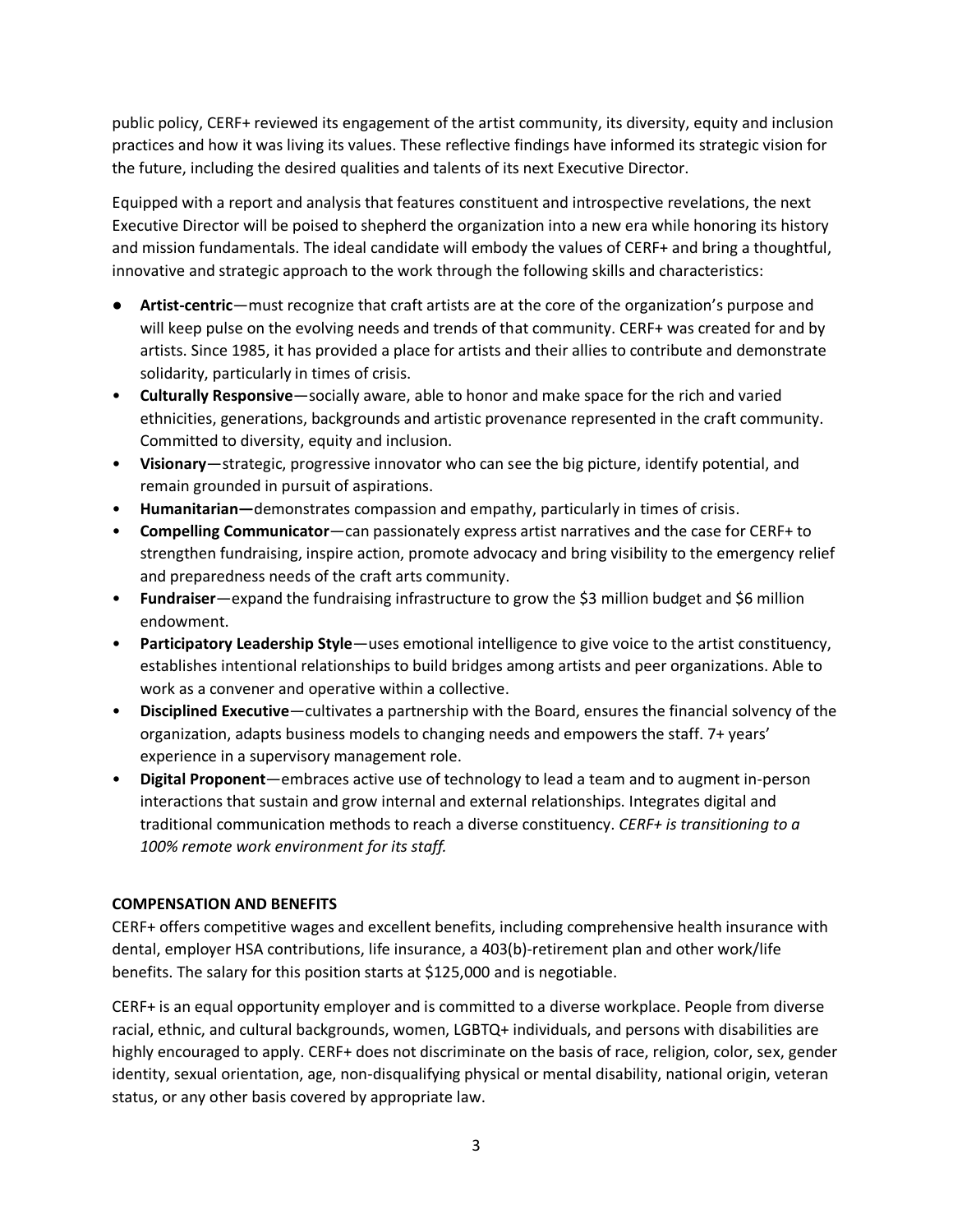public policy, CERF+ reviewed its engagement of the artist community, its diversity, equity and inclusion practices and how it was living its values. These reflective findings have informed its strategic vision for the future, including the desired qualities and talents of its next Executive Director.

Equipped with a report and analysis that features constituent and introspective revelations, the next Executive Director will be poised to shepherd the organization into a new era while honoring its history and mission fundamentals. The ideal candidate will embody the values of CERF+ and bring a thoughtful, innovative and strategic approach to the work through the following skills and characteristics:

- **Artist-centric**—must recognize that craft artists are at the core of the organization's purpose and will keep pulse on the evolving needs and trends of that community. CERF+ was created for and by artists. Since 1985, it has provided a place for artists and their allies to contribute and demonstrate solidarity, particularly in times of crisis.
- **Culturally Responsive**—socially aware, able to honor and make space for the rich and varied ethnicities, generations, backgrounds and artistic provenance represented in the craft community. Committed to diversity, equity and inclusion.
- **Visionary**—strategic, progressive innovator who can see the big picture, identify potential, and remain grounded in pursuit of aspirations.
- **Humanitarian—**demonstrates compassion and empathy, particularly in times of crisis.
- **Compelling Communicator**—can passionately express artist narratives and the case for CERF+ to strengthen fundraising, inspire action, promote advocacy and bring visibility to the emergency relief and preparedness needs of the craft arts community.
- **Fundraiser**—expand the fundraising infrastructure to grow the $3 million budget and $6 million endowment.
- **Participatory Leadership Style**—uses emotional intelligence to give voice to the artist constituency, establishes intentional relationships to build bridges among artists and peer organizations. Able to work as a convener and operative within a collective.
- **Disciplined Executive**—cultivates a partnership with the Board, ensures the financial solvency of the organization, adapts business models to changing needs and empowers the staff. 7+ years' experience in a supervisory management role.
- **Digital Proponent**—embraces active use of technology to lead a team and to augment in-person interactions that sustain and grow internal and external relationships. Integrates digital and traditional communication methods to reach a diverse constituency. *CERF+ is transitioning to a 100% remote work environment for its staff.*

**COMPENSATION AND BENEFITS**

CERF+ offers competitive wages and excellent benefits, including comprehensive health insurance with dental, employer HSA contributions, life insurance, a 403(b)-retirement plan and other work/life benefits. The salary for this position starts at $125,000 and is negotiable.

CERF+ is an equal opportunity employer and is committed to a diverse workplace. People from diverse racial, ethnic, and cultural backgrounds, women, LGBTQ+ individuals, and persons with disabilities are highly encouraged to apply. CERF+ does not discriminate on the basis of race, religion, color, sex, gender identity, sexual orientation, age, non-disqualifying physical or mental disability, national origin, veteran status, or any other basis covered by appropriate law.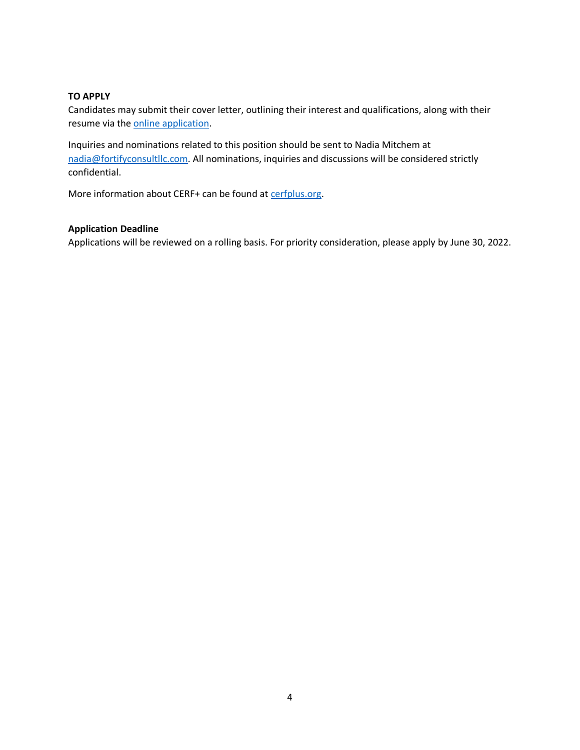**TO APPLY**

Candidates may submit their cover letter, outlining their interest and qualifications, along with their resume via the online application.

Inquiries and nominations related to this position should be sent to Nadia Mitchem at nadia@fortifyconsultllc.com. All nominations, inquiries and discussions will be considered strictly confidential.

More information about CERF+ can be found at cerfplus.org.

**Application Deadline**

Applications will be reviewed on a rolling basis. For priority consideration, please apply by June 30, 2022.